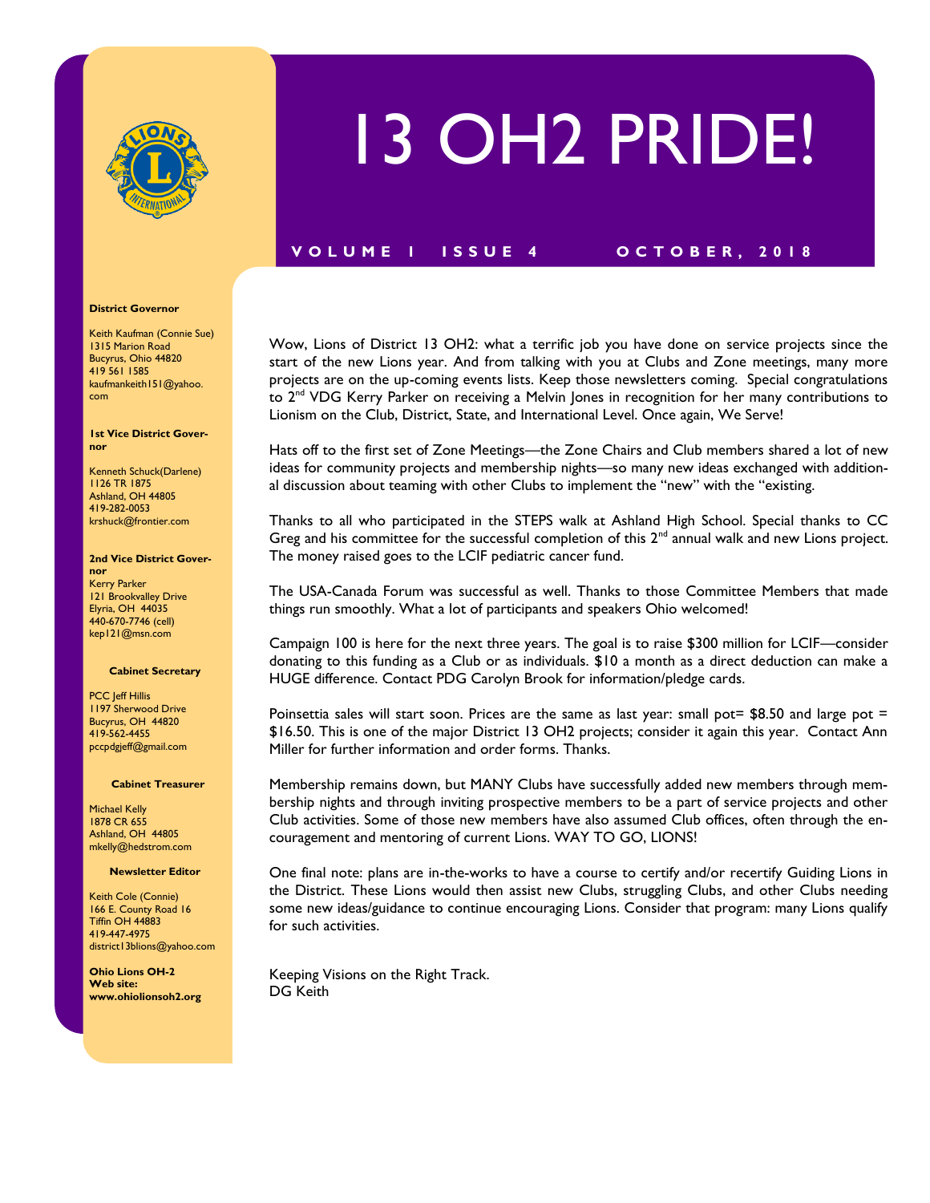# 13 OH2 PRIDE!

**VOLUME 1 ISSUE 4 OCTOBER, 2018**

**District Governor**

Keith Kaufman (Connie Sue)
1315 Marion Road
Bucyrus, Ohio 44820
419 561 1585
kaufmankeith151@yahoo.com

**1st Vice District Governor**

Kenneth Schuck(Darlene)
1126 TR 1875
Ashland, OH 44805
419-282-0053
krshuck@frontier.com

**2nd Vice District Governor**

Kerry Parker
121 Brookvalley Drive
Elyria, OH 44035
440-670-7746 (cell)
kep121@msn.com

**Cabinet Secretary**

PCC Jeff Hillis
1197 Sherwood Drive
Bucyrus, OH 44820
419-562-4455
pccpdgjeff@gmail.com

**Cabinet Treasurer**

Michael Kelly
1878 CR 655
Ashland, OH 44805
mkelly@hedstrom.com

**Newsletter Editor**

Keith Cole (Connie)
166 E. County Road 16
Tiffin OH 44883
419-447-4975
district13blions@yahoo.com

**Ohio Lions OH-2 Web site: www.ohiolionsoh2.org**

Wow, Lions of District 13 OH2: what a terrific job you have done on service projects since the start of the new Lions year. And from talking with you at Clubs and Zone meetings, many more projects are on the up-coming events lists. Keep those newsletters coming. Special congratulations to 2nd VDG Kerry Parker on receiving a Melvin Jones in recognition for her many contributions to Lionism on the Club, District, State, and International Level. Once again, We Serve!

Hats off to the first set of Zone Meetings—the Zone Chairs and Club members shared a lot of new ideas for community projects and membership nights—so many new ideas exchanged with additional discussion about teaming with other Clubs to implement the "new" with the "existing.

Thanks to all who participated in the STEPS walk at Ashland High School. Special thanks to CC Greg and his committee for the successful completion of this 2nd annual walk and new Lions project. The money raised goes to the LCIF pediatric cancer fund.

The USA-Canada Forum was successful as well. Thanks to those Committee Members that made things run smoothly. What a lot of participants and speakers Ohio welcomed!

Campaign 100 is here for the next three years. The goal is to raise $300 million for LCIF—consider donating to this funding as a Club or as individuals. $10 a month as a direct deduction can make a HUGE difference. Contact PDG Carolyn Brook for information/pledge cards.

Poinsettia sales will start soon. Prices are the same as last year: small pot= $8.50 and large pot = $16.50. This is one of the major District 13 OH2 projects; consider it again this year. Contact Ann Miller for further information and order forms. Thanks.

Membership remains down, but MANY Clubs have successfully added new members through membership nights and through inviting prospective members to be a part of service projects and other Club activities. Some of those new members have also assumed Club offices, often through the encouragement and mentoring of current Lions. WAY TO GO, LIONS!

One final note: plans are in-the-works to have a course to certify and/or recertify Guiding Lions in the District. These Lions would then assist new Clubs, struggling Clubs, and other Clubs needing some new ideas/guidance to continue encouraging Lions. Consider that program: many Lions qualify for such activities.

Keeping Visions on the Right Track.
DG Keith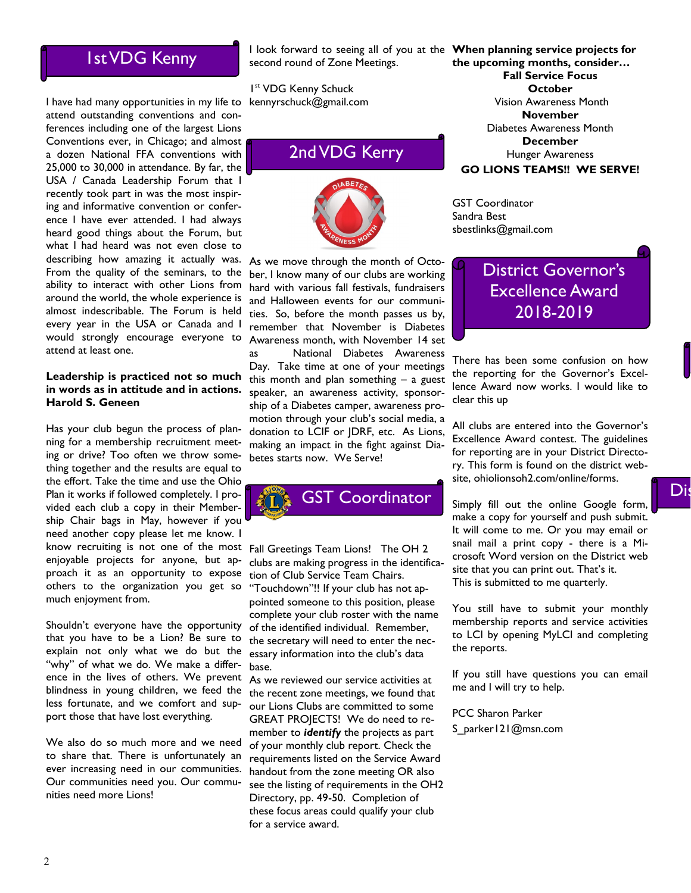## 1st VDG Kenny

I have had many opportunities in my life to attend outstanding conventions and conferences including one of the largest Lions Conventions ever, in Chicago; and almost a dozen National FFA conventions with 25,000 to 30,000 in attendance. By far, the USA / Canada Leadership Forum that I recently took part in was the most inspiring and informative convention or conference I have ever attended. I had always heard good things about the Forum, but what I had heard was not even close to describing how amazing it actually was. From the quality of the seminars, to the ability to interact with other Lions from around the world, the whole experience is almost indescribable. The Forum is held every year in the USA or Canada and I would strongly encourage everyone to attend at least one.

**Leadership is practiced not so much in words as in attitude and in actions. Harold S. Geneen**

Has your club begun the process of planning for a membership recruitment meeting or drive? Too often we throw something together and the results are equal to the effort. Take the time and use the Ohio Plan it works if followed completely. I provided each club a copy in their Membership Chair bags in May, however if you need another copy please let me know. I know recruiting is not one of the most enjoyable projects for anyone, but approach it as an opportunity to expose others to the organization you get so much enjoyment from.

Shouldn't everyone have the opportunity that you have to be a Lion? Be sure to explain not only what we do but the "why" of what we do. We make a difference in the lives of others. We prevent blindness in young children, we feed the less fortunate, and we comfort and support those that have lost everything.

We also do so much more and we need to share that. There is unfortunately an ever increasing need in our communities. Our communities need you. Our communities need more Lions!

I look forward to seeing all of you at the second round of Zone Meetings.

1st VDG Kenny Schuck
kennyrschuck@gmail.com

## 2nd VDG Kerry

As we move through the month of October, I know many of our clubs are working hard with various fall festivals, fundraisers and Halloween events for our communities. So, before the month passes us by, remember that November is Diabetes Awareness month, with November 14 set as National Diabetes Awareness Day. Take time at one of your meetings this month and plan something – a guest speaker, an awareness activity, sponsorship of a Diabetes camper, awareness promotion through your club's social media, a donation to LCIF or JDRF, etc. As Lions, making an impact in the fight against Diabetes starts now. We Serve!

## GST Coordinator

Fall Greetings Team Lions! The OH 2 clubs are making progress in the identification of Club Service Team Chairs. "Touchdown"!! If your club has not appointed someone to this position, please complete your club roster with the name of the identified individual. Remember, the secretary will need to enter the necessary information into the club's data base.

As we reviewed our service activities at the recent zone meetings, we found that our Lions Clubs are committed to some GREAT PROJECTS! We do need to remember to ***identify*** the projects as part of your monthly club report. Check the requirements listed on the Service Award handout from the zone meeting OR also see the listing of requirements in the OH2 Directory, pp. 49-50. Completion of these focus areas could qualify your club for a service award.

**When planning service projects for the upcoming months, consider…**

**Fall Service Focus**

**October**
Vision Awareness Month

**November**
Diabetes Awareness Month

**December**
Hunger Awareness

**GO LIONS TEAMS!! WE SERVE!**

GST Coordinator
Sandra Best
sbestlinks@gmail.com

## District Governor's Excellence Award 2018-2019

There has been some confusion on how the reporting for the Governor's Excellence Award now works. I would like to clear this up

All clubs are entered into the Governor's Excellence Award contest. The guidelines for reporting are in your District Directory. This form is found on the district website, ohiolionsoh2.com/online/forms.

Simply fill out the online Google form, make a copy for yourself and push submit. It will come to me. Or you may email or snail mail a print copy - there is a Microsoft Word version on the District web site that you can print out. That's it. This is submitted to me quarterly.

You still have to submit your monthly membership reports and service activities to LCI by opening MyLCI and completing the reports.

If you still have questions you can email me and I will try to help.

PCC Sharon Parker
S_parker121@msn.com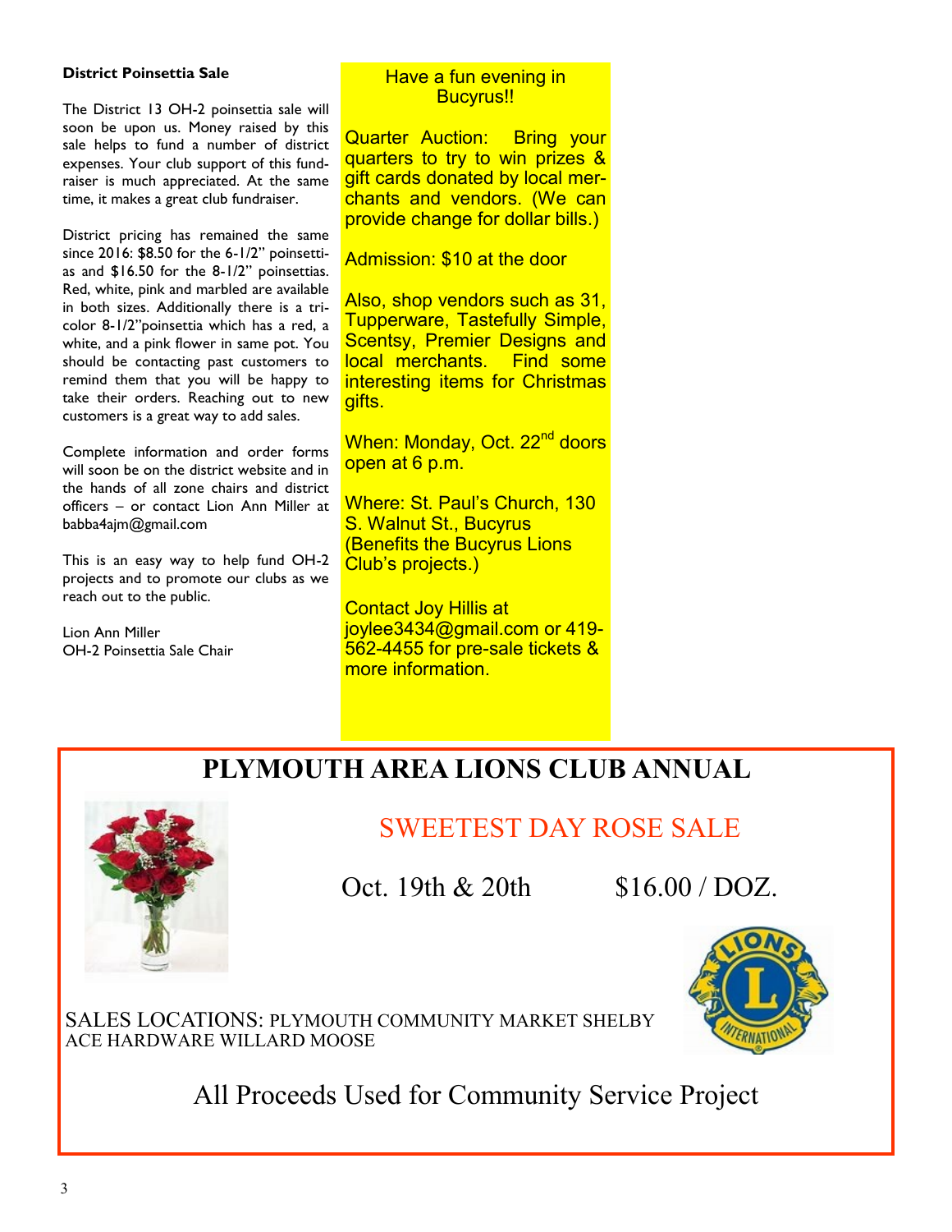### District Poinsettia Sale

The District 13 OH-2 poinsettia sale will soon be upon us. Money raised by this sale helps to fund a number of district expenses. Your club support of this fundraiser is much appreciated. At the same time, it makes a great club fundraiser.

District pricing has remained the same since 2016: $8.50 for the 6-1/2" poinsettias and $16.50 for the 8-1/2" poinsettias. Red, white, pink and marbled are available in both sizes. Additionally there is a tricolor 8-1/2"poinsettia which has a red, a white, and a pink flower in same pot. You should be contacting past customers to remind them that you will be happy to take their orders. Reaching out to new customers is a great way to add sales.

Complete information and order forms will soon be on the district website and in the hands of all zone chairs and district officers – or contact Lion Ann Miller at babba4ajm@gmail.com

This is an easy way to help fund OH-2 projects and to promote our clubs as we reach out to the public.

Lion Ann Miller
OH-2 Poinsettia Sale Chair

Have a fun evening in Bucyrus!!

Quarter Auction: Bring your quarters to try to win prizes & gift cards donated by local merchants and vendors. (We can provide change for dollar bills.)

Admission: $10 at the door

Also, shop vendors such as 31, Tupperware, Tastefully Simple, Scentsy, Premier Designs and local merchants. Find some interesting items for Christmas gifts.

When: Monday, Oct. 22nd doors open at 6 p.m.

Where: St. Paul's Church, 130 S. Walnut St., Bucyrus (Benefits the Bucyrus Lions Club's projects.)

Contact Joy Hillis at joylee3434@gmail.com or 419-562-4455 for pre-sale tickets & more information.

## PLYMOUTH AREA LIONS CLUB ANNUAL

### SWEETEST DAY ROSE SALE

Oct. 19th & 20th $16.00 / DOZ.

SALES LOCATIONS: PLYMOUTH COMMUNITY MARKET SHELBY ACE HARDWARE WILLARD MOOSE

All Proceeds Used for Community Service Project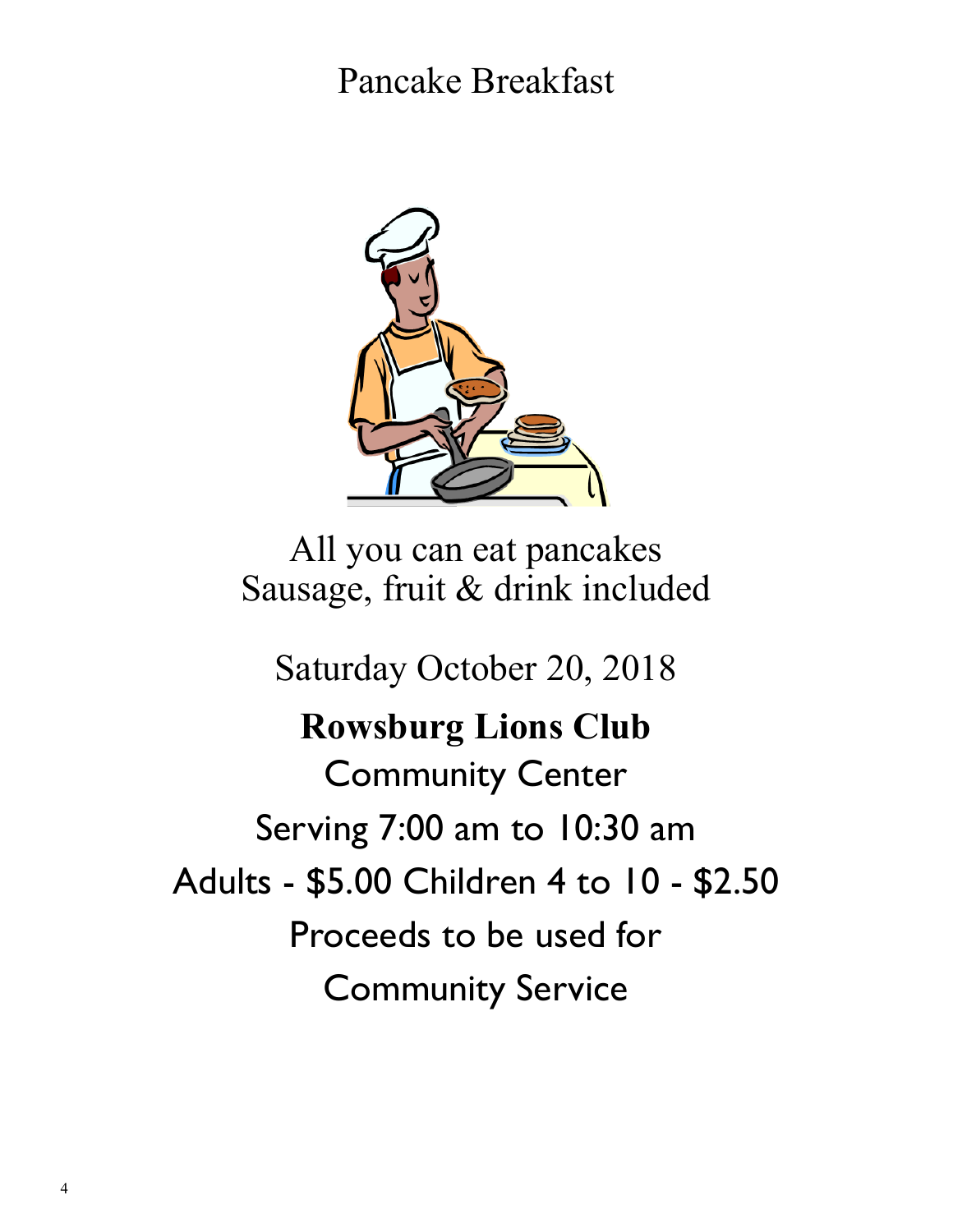# Pancake Breakfast

All you can eat pancakes
Sausage, fruit & drink included

Saturday October 20, 2018

**Rowsburg Lions Club**

Community Center

Serving 7:00 am to 10:30 am

Adults - $5.00 Children 4 to 10 - $2.50

Proceeds to be used for

Community Service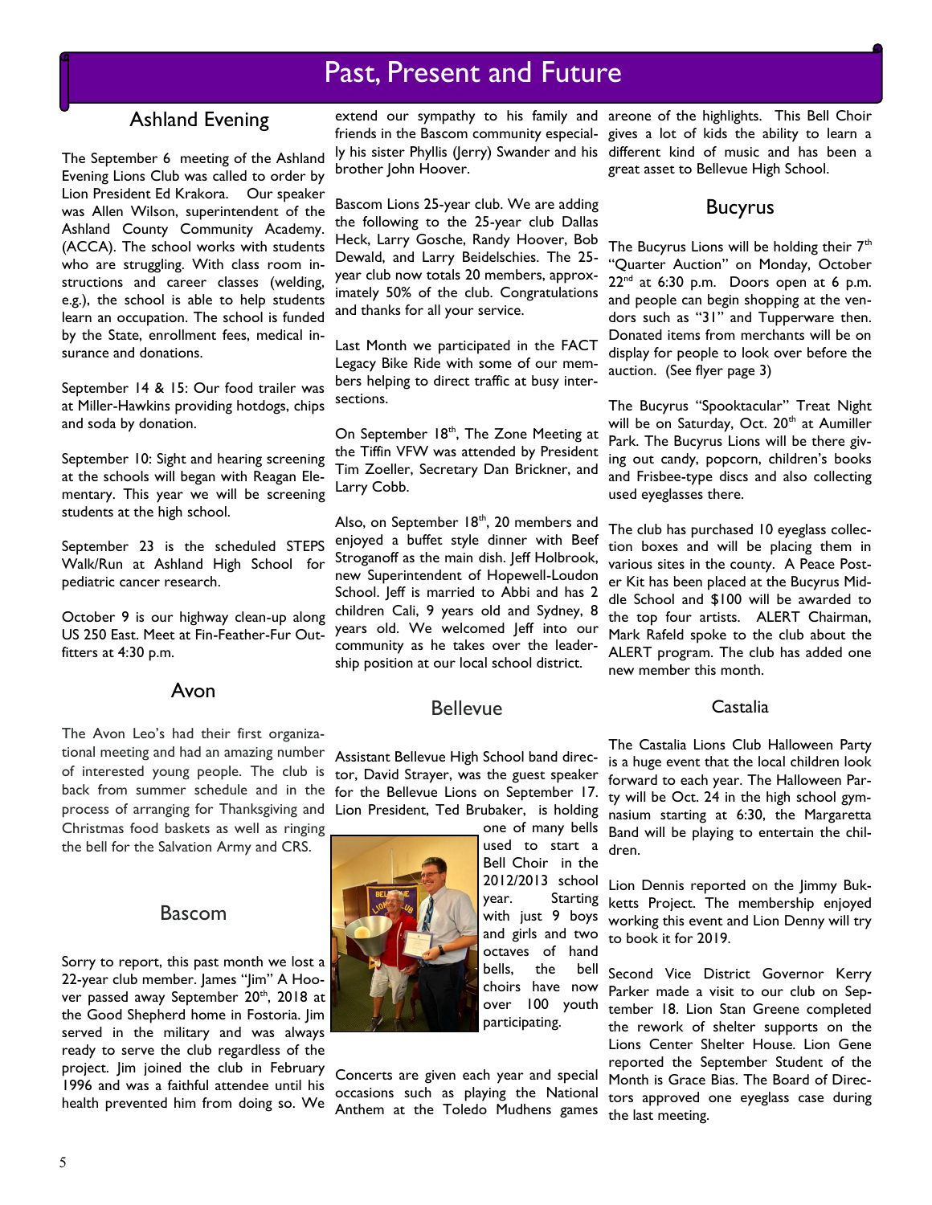# Past, Present and Future

## Ashland Evening

The September 6 meeting of the Ashland Evening Lions Club was called to order by Lion President Ed Krakora. Our speaker was Allen Wilson, superintendent of the Ashland County Community Academy. (ACCA). The school works with students who are struggling. With class room instructions and career classes (welding, e.g.), the school is able to help students learn an occupation. The school is funded by the State, enrollment fees, medical insurance and donations.

September 14 & 15: Our food trailer was at Miller-Hawkins providing hotdogs, chips and soda by donation.

September 10: Sight and hearing screening at the schools will began with Reagan Elementary. This year we will be screening students at the high school.

September 23 is the scheduled STEPS Walk/Run at Ashland High School for pediatric cancer research.

October 9 is our highway clean-up along US 250 East. Meet at Fin-Feather-Fur Outfitters at 4:30 p.m.

## Avon

The Avon Leo's had their first organizational meeting and had an amazing number of interested young people. The club is back from summer schedule and in the process of arranging for Thanksgiving and Christmas food baskets as well as ringing the bell for the Salvation Army and CRS.

## Bascom

Sorry to report, this past month we lost a 22-year club member. James "Jim" A Hoover passed away September 20th, 2018 at the Good Shepherd home in Fostoria. Jim served in the military and was always ready to serve the club regardless of the project. Jim joined the club in February 1996 and was a faithful attendee until his health prevented him from doing so. We extend our sympathy to his family and friends in the Bascom community especially his sister Phyllis (Jerry) Swander and his brother John Hoover.

Bascom Lions 25-year club. We are adding the following to the 25-year club Dallas Heck, Larry Gosche, Randy Hoover, Bob Dewald, and Larry Beidelschies. The 25-year club now totals 20 members, approximately 50% of the club. Congratulations and thanks for all your service.

Last Month we participated in the FACT Legacy Bike Ride with some of our members helping to direct traffic at busy intersections.

On September 18th, The Zone Meeting at the Tiffin VFW was attended by President Tim Zoeller, Secretary Dan Brickner, and Larry Cobb.

Also, on September 18th, 20 members and enjoyed a buffet style dinner with Beef Stroganoff as the main dish. Jeff Holbrook, new Superintendent of Hopewell-Loudon School. Jeff is married to Abbi and has 2 children Cali, 9 years old and Sydney, 8 years old. We welcomed Jeff into our community as he takes over the leadership position at our local school district.

## Bellevue

Assistant Bellevue High School band director, David Strayer, was the guest speaker for the Bellevue Lions on September 17. Lion President, Ted Brubaker, is holding one of many bells used to start a Bell Choir in the 2012/2013 school year. Starting with just 9 boys and girls and two octaves of hand bells, the bell choirs have now over 100 youth participating.

Concerts are given each year and special occasions such as playing the National Anthem at the Toledo Mudhens games areone of the highlights. This Bell Choir gives a lot of kids the ability to learn a different kind of music and has been a great asset to Bellevue High School.

## Bucyrus

The Bucyrus Lions will be holding their 7th "Quarter Auction" on Monday, October 22nd at 6:30 p.m. Doors open at 6 p.m. and people can begin shopping at the vendors such as "31" and Tupperware then. Donated items from merchants will be on display for people to look over before the auction. (See flyer page 3)

The Bucyrus "Spooktacular" Treat Night will be on Saturday, Oct. 20th at Aumiller Park. The Bucyrus Lions will be there giving out candy, popcorn, children's books and Frisbee-type discs and also collecting used eyeglasses there.

The club has purchased 10 eyeglass collection boxes and will be placing them in various sites in the county. A Peace Poster Kit has been placed at the Bucyrus Middle School and $100 will be awarded to the top four artists. ALERT Chairman, Mark Rafeld spoke to the club about the ALERT program. The club has added one new member this month.

## Castalia

The Castalia Lions Club Halloween Party is a huge event that the local children look forward to each year. The Halloween Party will be Oct. 24 in the high school gymnasium starting at 6:30, the Margaretta Band will be playing to entertain the children.

Lion Dennis reported on the Jimmy Buketts Project. The membership enjoyed working this event and Lion Denny will try to book it for 2019.

Second Vice District Governor Kerry Parker made a visit to our club on September 18. Lion Stan Greene completed the rework of shelter supports on the Lions Center Shelter House. Lion Gene reported the September Student of the Month is Grace Bias. The Board of Directors approved one eyeglass case during the last meeting.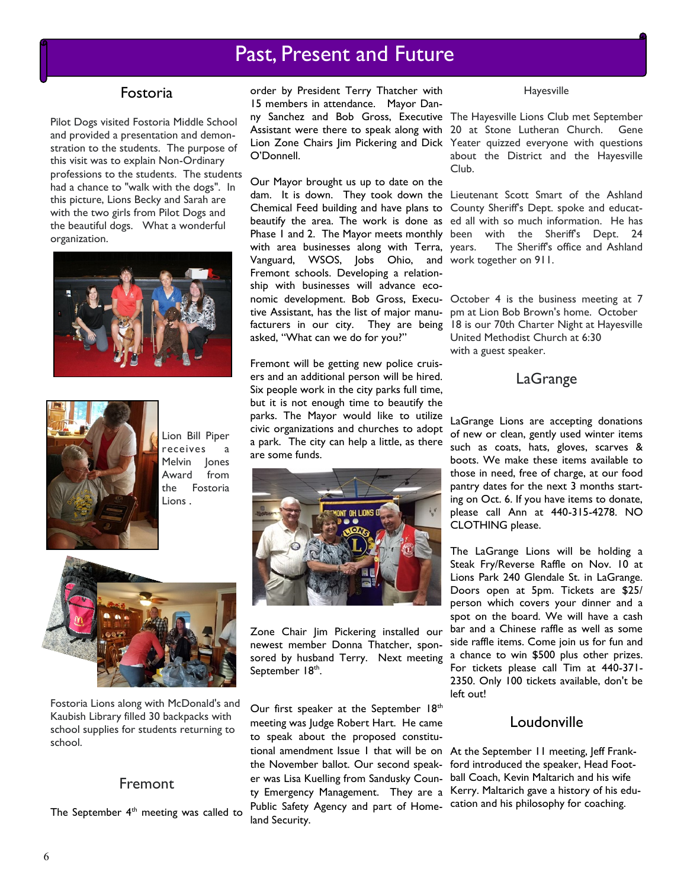# Past, Present and Future

## Fostoria

Pilot Dogs visited Fostoria Middle School and provided a presentation and demonstration to the students. The purpose of this visit was to explain Non-Ordinary professions to the students. The students had a chance to "walk with the dogs". In this picture, Lions Becky and Sarah are with the two girls from Pilot Dogs and the beautiful dogs. What a wonderful organization.

Lion Bill Piper receives a Melvin Jones Award from the Fostoria Lions .

Fostoria Lions along with McDonald's and Kaubish Library filled 30 backpacks with school supplies for students returning to school.

## Fremont

The September 4th meeting was called to order by President Terry Thatcher with 15 members in attendance. Mayor Danny Sanchez and Bob Gross, Executive Assistant were there to speak along with Lion Zone Chairs Jim Pickering and Dick O'Donnell.

Our Mayor brought us up to date on the dam. It is down. They took down the Chemical Feed building and have plans to beautify the area. The work is done as Phase I and 2. The Mayor meets monthly with area businesses along with Terra, Vanguard, WSOS, Jobs Ohio, and Fremont schools. Developing a relationship with businesses will advance economic development. Bob Gross, Executive Assistant, has the list of major manufacturers in our city. They are being asked, "What can we do for you?"

Fremont will be getting new police cruisers and an additional person will be hired. Six people work in the city parks full time, but it is not enough time to beautify the parks. The Mayor would like to utilize civic organizations and churches to adopt a park. The city can help a little, as there are some funds.

Zone Chair Jim Pickering installed our newest member Donna Thatcher, sponsored by husband Terry. Next meeting September 18th.

Our first speaker at the September 18th meeting was Judge Robert Hart. He came to speak about the proposed constitutional amendment Issue 1 that will be on the November ballot. Our second speaker was Lisa Kuelling from Sandusky County Emergency Management. They are a Public Safety Agency and part of Homeland Security.

## Hayesville

The Hayesville Lions Club met September 20 at Stone Lutheran Church. Gene Yeater quizzed everyone with questions about the District and the Hayesville Club.

Lieutenant Scott Smart of the Ashland County Sheriff's Dept. spoke and educated all with so much information. He has been with the Sheriff's Dept. 24 years. The Sheriff's office and Ashland work together on 911.

October 4 is the business meeting at 7 pm at Lion Bob Brown's home. October 18 is our 70th Charter Night at Hayesville United Methodist Church at 6:30 with a guest speaker.

## LaGrange

LaGrange Lions are accepting donations of new or clean, gently used winter items such as coats, hats, gloves, scarves & boots. We make these items available to those in need, free of charge, at our food pantry dates for the next 3 months starting on Oct. 6. If you have items to donate, please call Ann at 440-315-4278. NO CLOTHING please.

The LaGrange Lions will be holding a Steak Fry/Reverse Raffle on Nov. 10 at Lions Park 240 Glendale St. in LaGrange. Doors open at 5pm. Tickets are $25/person which covers your dinner and a spot on the board. We will have a cash bar and a Chinese raffle as well as some side raffle items. Come join us for fun and a chance to win $500 plus other prizes. For tickets please call Tim at 440-371-2350. Only 100 tickets available, don't be left out!

## Loudonville

At the September 11 meeting, Jeff Frankford introduced the speaker, Head Football Coach, Kevin Maltarich and his wife Kerry. Maltarich gave a history of his education and his philosophy for coaching.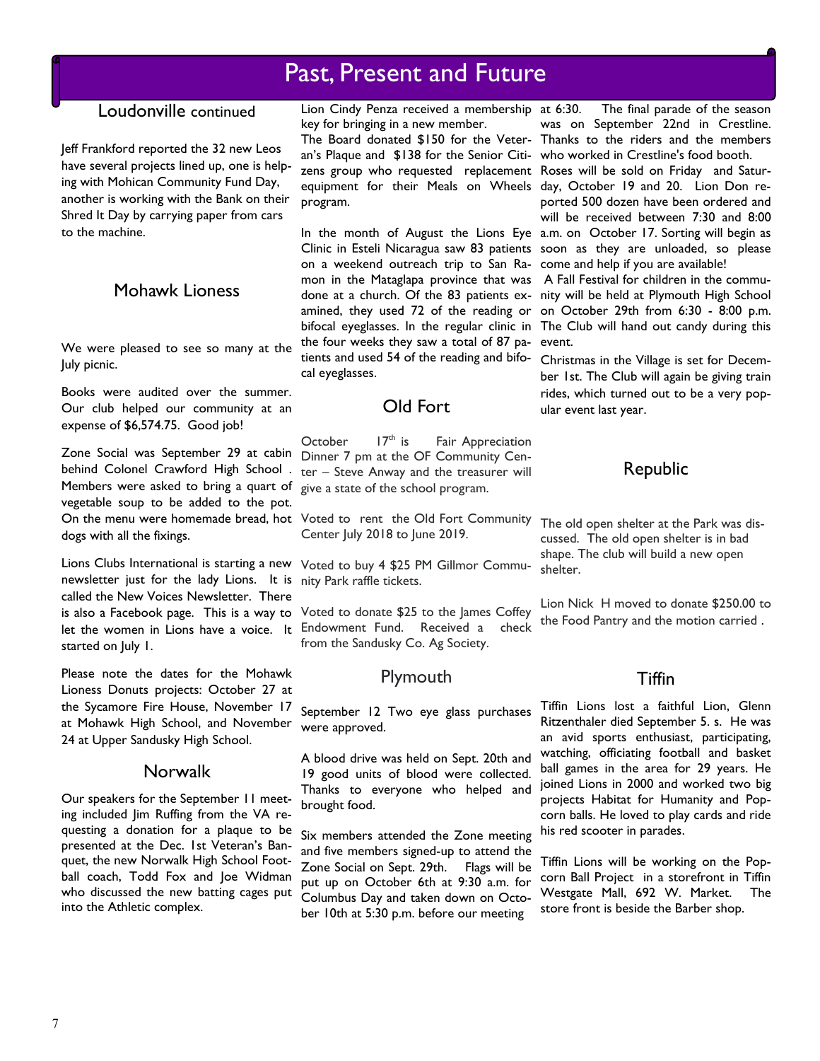# Past, Present and Future

## Loudonville continued

Jeff Frankford reported the 32 new Leos have several projects lined up, one is helping with Mohican Community Fund Day, another is working with the Bank on their Shred It Day by carrying paper from cars to the machine.

## Mohawk Lioness

We were pleased to see so many at the July picnic.

Books were audited over the summer. Our club helped our community at an expense of $6,574.75. Good job!

Zone Social was September 29 at cabin behind Colonel Crawford High School . Members were asked to bring a quart of vegetable soup to be added to the pot. On the menu were homemade bread, hot dogs with all the fixings.

Lions Clubs International is starting a new newsletter just for the lady Lions. It is called the New Voices Newsletter. There is also a Facebook page. This is a way to let the women in Lions have a voice. It started on July 1.

Please note the dates for the Mohawk Lioness Donuts projects: October 27 at the Sycamore Fire House, November 17 at Mohawk High School, and November 24 at Upper Sandusky High School.

## Norwalk

Our speakers for the September 11 meeting included Jim Ruffing from the VA requesting a donation for a plaque to be presented at the Dec. 1st Veteran's Banquet, the new Norwalk High School Football coach, Todd Fox and Joe Widman who discussed the new batting cages put into the Athletic complex.

Lion Cindy Penza received a membership key for bringing in a new member.

The Board donated $150 for the Veteran's Plaque and $138 for the Senior Citizens group who requested replacement equipment for their Meals on Wheels program.

In the month of August the Lions Eye Clinic in Esteli Nicaragua saw 83 patients on a weekend outreach trip to San Ramon in the Mataglapa province that was done at a church. Of the 83 patients examined, they used 72 of the reading or bifocal eyeglasses. In the regular clinic in the four weeks they saw a total of 87 patients and used 54 of the reading and bifocal eyeglasses.

## Old Fort

October 17th is Fair Appreciation Dinner 7 pm at the OF Community Center – Steve Anway and the treasurer will give a state of the school program.

Voted to rent the Old Fort Community Center July 2018 to June 2019.

Voted to buy 4 $25 PM Gillmor Community Park raffle tickets.

Voted to donate $25 to the James Coffey Endowment Fund. Received a check from the Sandusky Co. Ag Society.

## Plymouth

September 12 Two eye glass purchases were approved.

A blood drive was held on Sept. 20th and 19 good units of blood were collected. Thanks to everyone who helped and brought food.

Six members attended the Zone meeting and five members signed-up to attend the Zone Social on Sept. 29th. Flags will be put up on October 6th at 9:30 a.m. for Columbus Day and taken down on October 10th at 5:30 p.m. before our meeting at 6:30. The final parade of the season was on September 22nd in Crestline. Thanks to the riders and the members who worked in Crestline's food booth.

Roses will be sold on Friday and Saturday, October 19 and 20. Lion Don reported 500 dozen have been ordered and will be received between 7:30 and 8:00 a.m. on October 17. Sorting will begin as soon as they are unloaded, so please come and help if you are available!

A Fall Festival for children in the community will be held at Plymouth High School on October 29th from 6:30 - 8:00 p.m. The Club will hand out candy during this event.

Christmas in the Village is set for December 1st. The Club will again be giving train rides, which turned out to be a very popular event last year.

## Republic

The old open shelter at the Park was discussed. The old open shelter is in bad shape. The club will build a new open shelter.

Lion Nick H moved to donate $250.00 to the Food Pantry and the motion carried .

## Tiffin

Tiffin Lions lost a faithful Lion, Glenn Ritzenthaler died September 5. s. He was an avid sports enthusiast, participating, watching, officiating football and basket ball games in the area for 29 years. He joined Lions in 2000 and worked two big projects Habitat for Humanity and Popcorn balls. He loved to play cards and ride his red scooter in parades.

Tiffin Lions will be working on the Popcorn Ball Project in a storefront in Tiffin Westgate Mall, 692 W. Market. The store front is beside the Barber shop.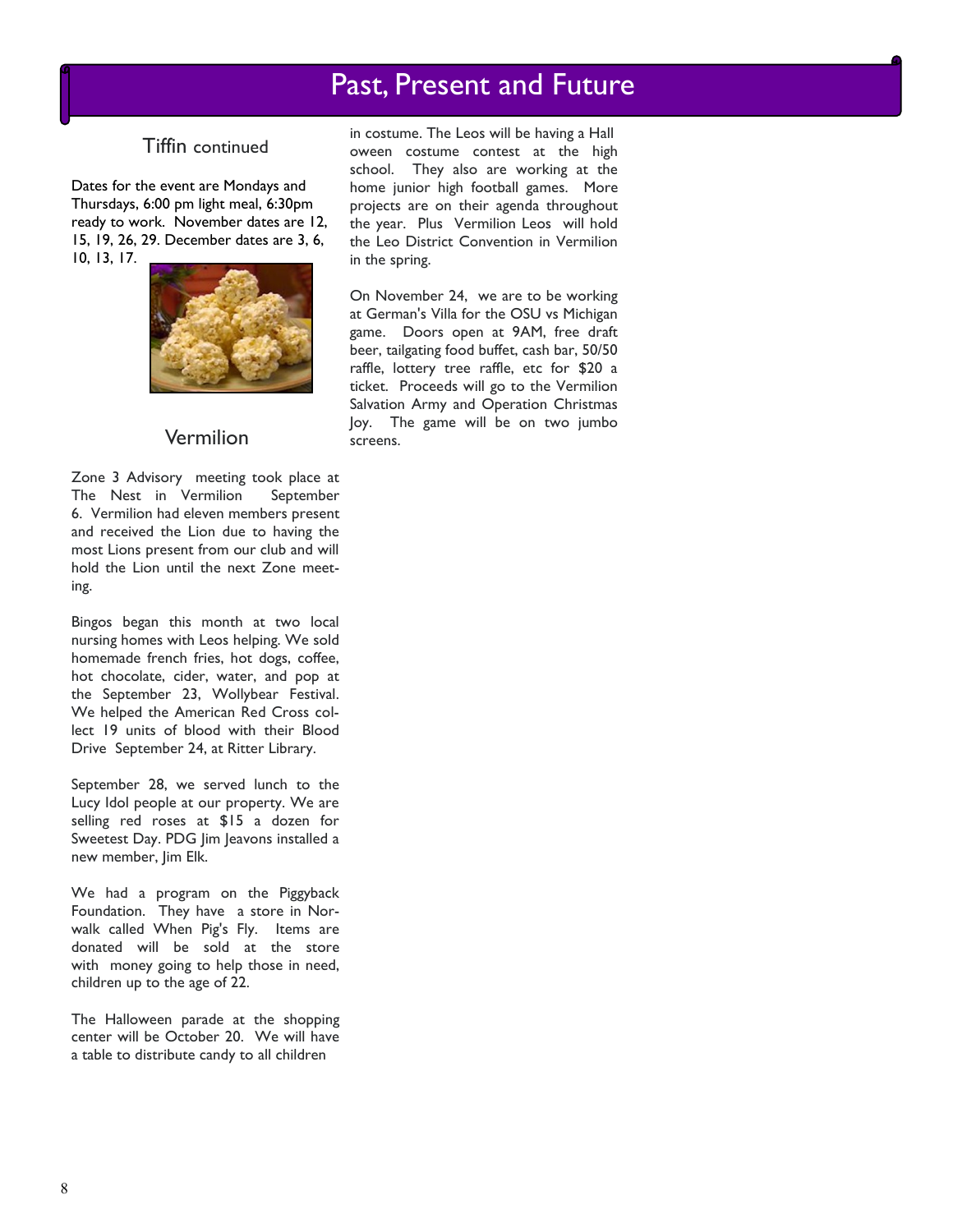# Past, Present and Future

## Tiffin continued

Dates for the event are Mondays and Thursdays, 6:00 pm light meal, 6:30pm ready to work. November dates are 12, 15, 19, 26, 29. December dates are 3, 6, 10, 13, 17.

## Vermilion

Zone 3 Advisory meeting took place at The Nest in Vermilion September 6. Vermilion had eleven members present and received the Lion due to having the most Lions present from our club and will hold the Lion until the next Zone meeting.

Bingos began this month at two local nursing homes with Leos helping. We sold homemade french fries, hot dogs, coffee, hot chocolate, cider, water, and pop at the September 23, Wollybear Festival. We helped the American Red Cross collect 19 units of blood with their Blood Drive September 24, at Ritter Library.

September 28, we served lunch to the Lucy Idol people at our property. We are selling red roses at $15 a dozen for Sweetest Day. PDG Jim Jeavons installed a new member, Jim Elk.

We had a program on the Piggyback Foundation. They have a store in Norwalk called When Pig's Fly. Items are donated will be sold at the store with money going to help those in need, children up to the age of 22.

The Halloween parade at the shopping center will be October 20. We will have a table to distribute candy to all children in costume. The Leos will be having a Halloween costume contest at the high school. They also are working at the home junior high football games. More projects are on their agenda throughout the year. Plus Vermilion Leos will hold the Leo District Convention in Vermilion in the spring.

On November 24, we are to be working at German's Villa for the OSU vs Michigan game. Doors open at 9AM, free draft beer, tailgating food buffet, cash bar, 50/50 raffle, lottery tree raffle, etc for $20 a ticket. Proceeds will go to the Vermilion Salvation Army and Operation Christmas Joy. The game will be on two jumbo screens.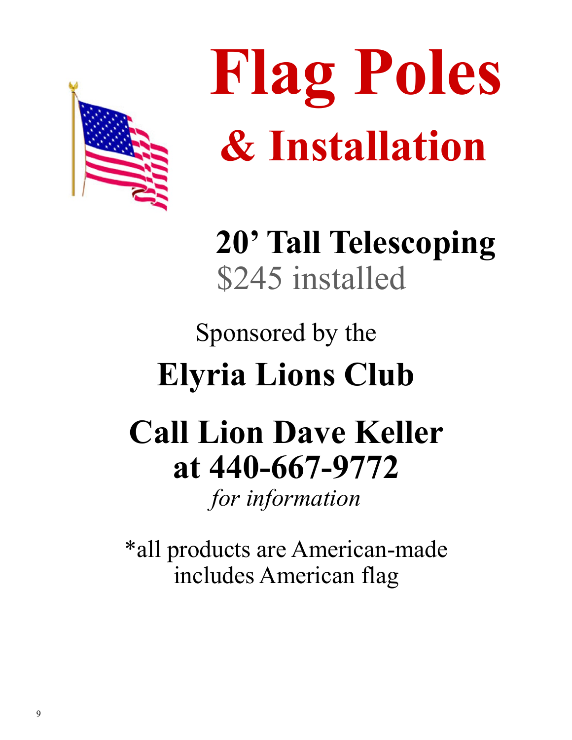# Flag Poles

## & Installation

**20' Tall Telescoping**

$245 installed

Sponsored by the

**Elyria Lions Club**

**Call Lion Dave Keller at 440-667-9772**

*for information*

*all products are American-made
includes American flag